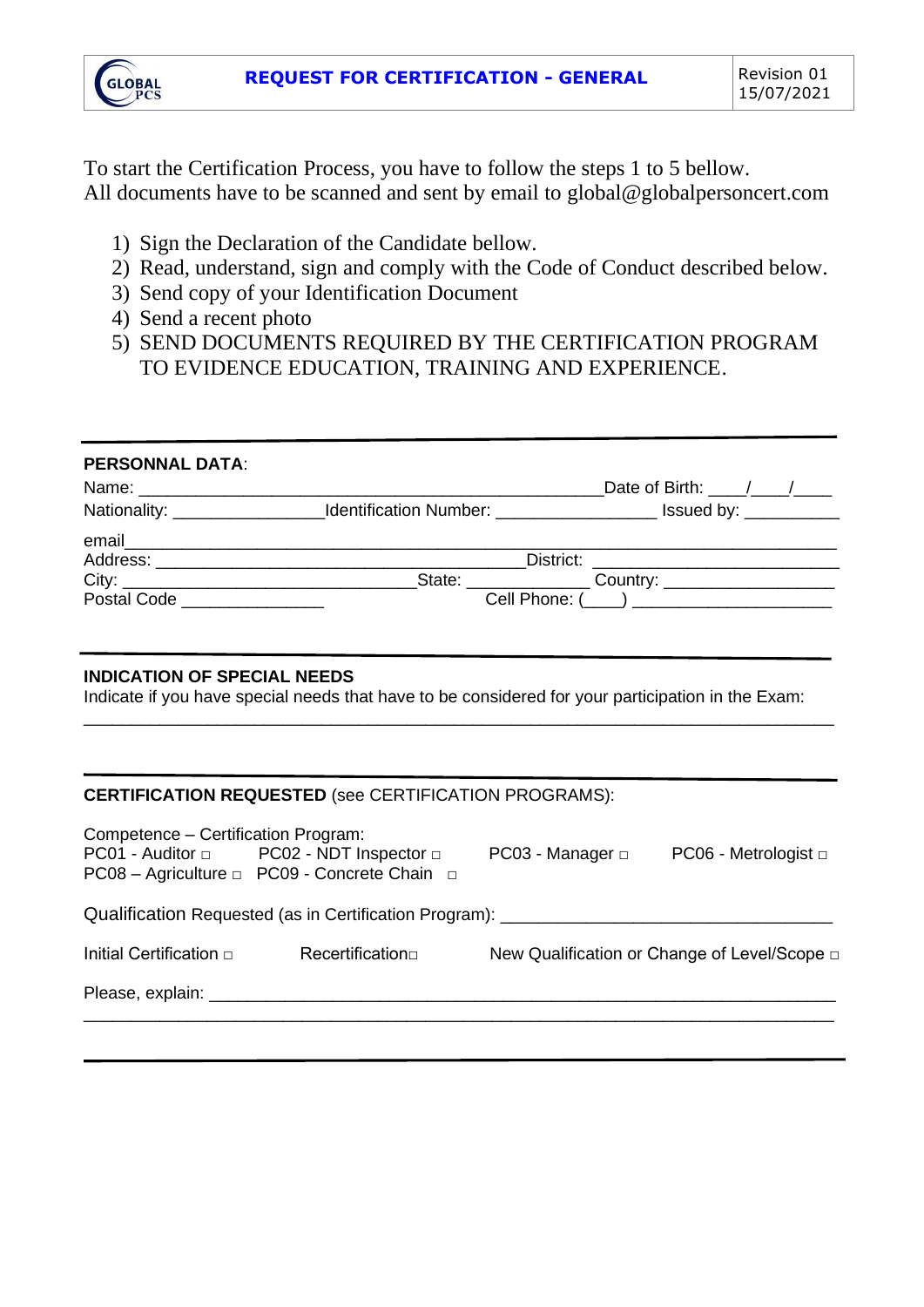# REQUEST FOR CERTIFICATION - GENERAL

Revision 01
15/07/2021

To start the Certification Process, you have to follow the steps 1 to 5 bellow.
All documents have to be scanned and sent by email to global@globalpersoncert.com

1) Sign the Declaration of the Candidate bellow.
2) Read, understand, sign and comply with the Code of Conduct described below.
3) Send copy of your Identification Document
4) Send a recent photo
5) SEND DOCUMENTS REQUIRED BY THE CERTIFICATION PROGRAM TO EVIDENCE EDUCATION, TRAINING AND EXPERIENCE.

---

**PERSONNAL DATA**:

Name: ______________________________________________ Date of Birth: ____/____/____

Nationality: _______________ Identification Number: _________________ Issued by: __________

email_________________________________________________________________________

Address: _______________________________________ District: _________________________

City: ______________________________ State: ____________ Country: __________________

Postal Code _______________ Cell Phone: (____) ____________________

---

**INDICATION OF SPECIAL NEEDS**

Indicate if you have special needs that have to be considered for your participation in the Exam:

_____________________________________________________________________________

---

**CERTIFICATION REQUESTED** (see CERTIFICATION PROGRAMS):

Competence – Certification Program:

PC01 - Auditor □ PC02 - NDT Inspector □ PC03 - Manager □ PC06 - Metrologist □

PC08 – Agriculture □ PC09 - Concrete Chain □

Qualification Requested (as in Certification Program): __________________________________

Initial Certification □ Recertification□ New Qualification or Change of Level/Scope □

Please, explain: ______________________________________________________________

_____________________________________________________________________________

---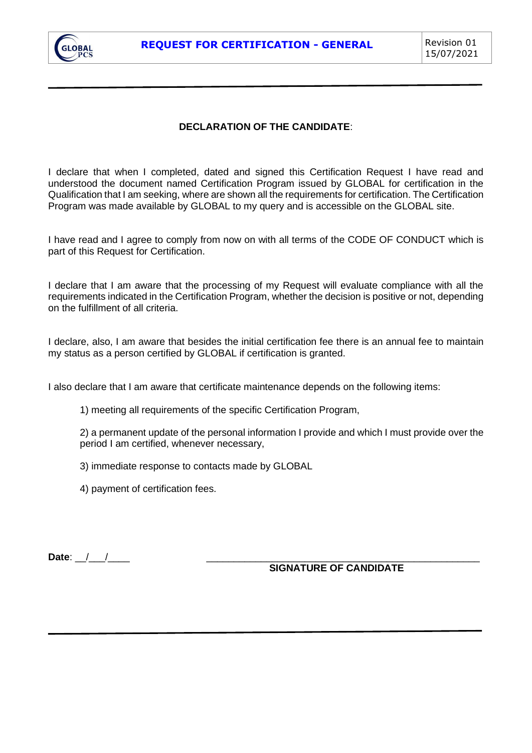**DECLARATION OF THE CANDIDATE**:

I declare that when I completed, dated and signed this Certification Request I have read and understood the document named Certification Program issued by GLOBAL for certification in the Qualification that I am seeking, where are shown all the requirements for certification. The Certification Program was made available by GLOBAL to my query and is accessible on the GLOBAL site.

I have read and I agree to comply from now on with all terms of the CODE OF CONDUCT which is part of this Request for Certification.

I declare that I am aware that the processing of my Request will evaluate compliance with all the requirements indicated in the Certification Program, whether the decision is positive or not, depending on the fulfillment of all criteria.

I declare, also, I am aware that besides the initial certification fee there is an annual fee to maintain my status as a person certified by GLOBAL if certification is granted.

I also declare that I am aware that certificate maintenance depends on the following items:

1) meeting all requirements of the specific Certification Program,

2) a permanent update of the personal information I provide and which I must provide over the period I am certified, whenever necessary,

3) immediate response to contacts made by GLOBAL

4) payment of certification fees.

**Date**: __/___/____

_______________________________________________

**SIGNATURE OF CANDIDATE**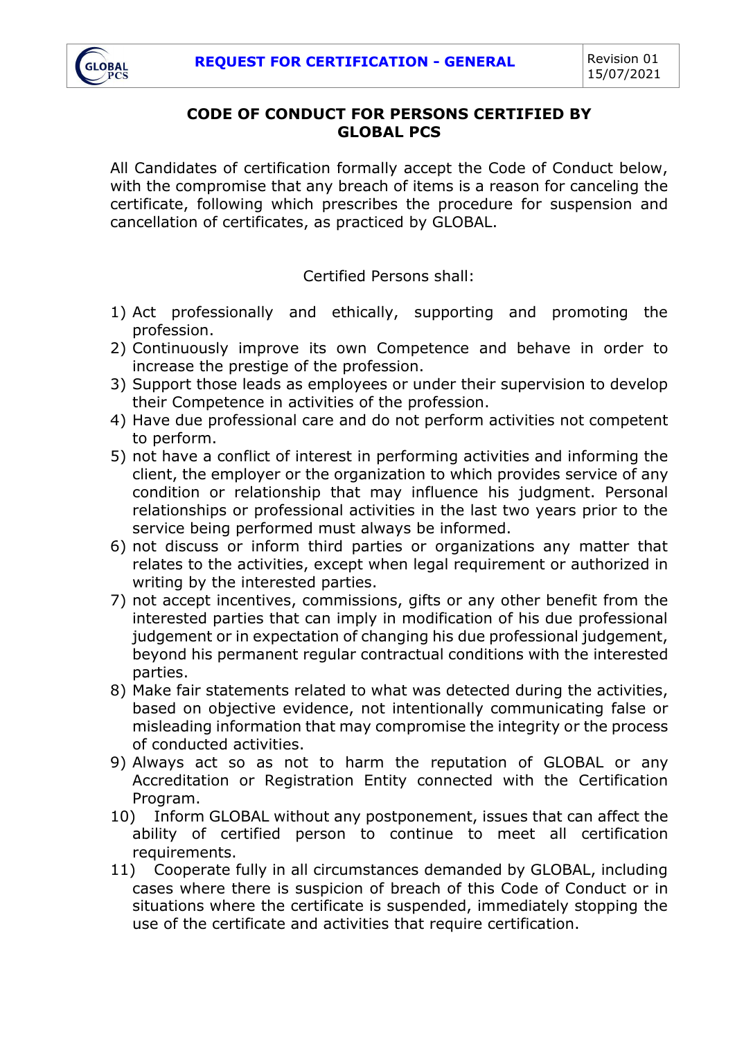## CODE OF CONDUCT FOR PERSONS CERTIFIED BY GLOBAL PCS

All Candidates of certification formally accept the Code of Conduct below, with the compromise that any breach of items is a reason for canceling the certificate, following which prescribes the procedure for suspension and cancellation of certificates, as practiced by GLOBAL.

Certified Persons shall:

1) Act professionally and ethically, supporting and promoting the profession.
2) Continuously improve its own Competence and behave in order to increase the prestige of the profession.
3) Support those leads as employees or under their supervision to develop their Competence in activities of the profession.
4) Have due professional care and do not perform activities not competent to perform.
5) not have a conflict of interest in performing activities and informing the client, the employer or the organization to which provides service of any condition or relationship that may influence his judgment. Personal relationships or professional activities in the last two years prior to the service being performed must always be informed.
6) not discuss or inform third parties or organizations any matter that relates to the activities, except when legal requirement or authorized in writing by the interested parties.
7) not accept incentives, commissions, gifts or any other benefit from the interested parties that can imply in modification of his due professional judgement or in expectation of changing his due professional judgement, beyond his permanent regular contractual conditions with the interested parties.
8) Make fair statements related to what was detected during the activities, based on objective evidence, not intentionally communicating false or misleading information that may compromise the integrity or the process of conducted activities.
9) Always act so as not to harm the reputation of GLOBAL or any Accreditation or Registration Entity connected with the Certification Program.
10) Inform GLOBAL without any postponement, issues that can affect the ability of certified person to continue to meet all certification requirements.
11) Cooperate fully in all circumstances demanded by GLOBAL, including cases where there is suspicion of breach of this Code of Conduct or in situations where the certificate is suspended, immediately stopping the use of the certificate and activities that require certification.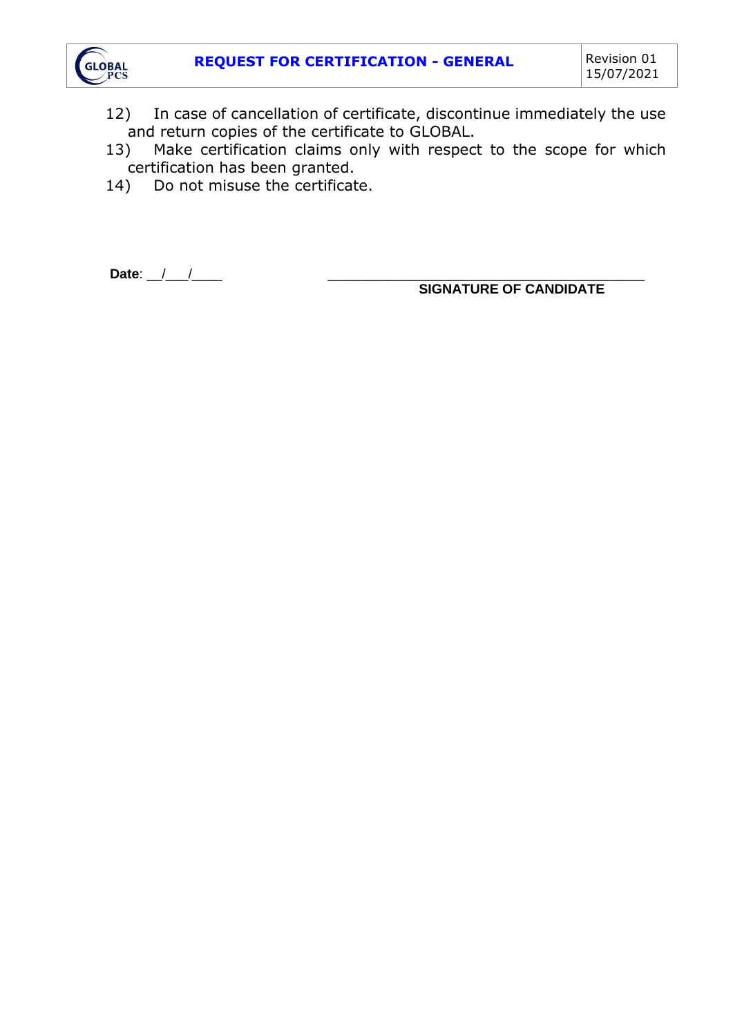12) In case of cancellation of certificate, discontinue immediately the use and return copies of the certificate to GLOBAL.
13) Make certification claims only with respect to the scope for which certification has been granted.
14) Do not misuse the certificate.

**Date**: __/___/____

________________________________________
**SIGNATURE OF CANDIDATE**